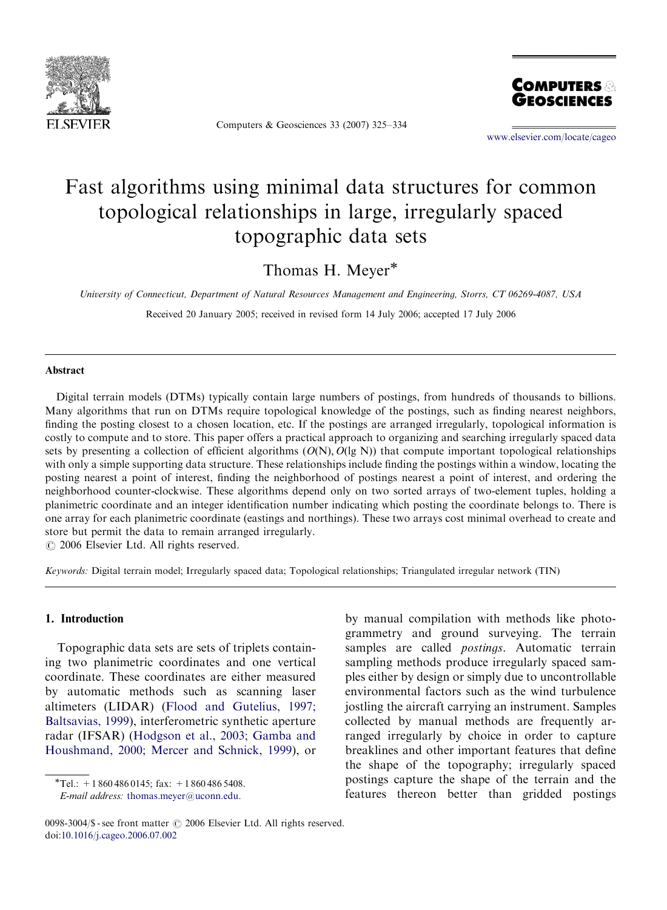# Fast algorithms using minimal data structures for common topological relationships in large, irregularly spaced topographic data sets

Thomas H. Meyer*

*University of Connecticut, Department of Natural Resources Management and Engineering, Storrs, CT 06269-4087, USA*

Received 20 January 2005; received in revised form 14 July 2006; accepted 17 July 2006

## Abstract

Digital terrain models (DTMs) typically contain large numbers of postings, from hundreds of thousands to billions. Many algorithms that run on DTMs require topological knowledge of the postings, such as finding nearest neighbors, finding the posting closest to a chosen location, etc. If the postings are arranged irregularly, topological information is costly to compute and to store. This paper offers a practical approach to organizing and searching irregularly spaced data sets by presenting a collection of efficient algorithms ($O(\mathrm{N})$, $O(\lg \mathrm{N})$) that compute important topological relationships with only a simple supporting data structure. These relationships include finding the postings within a window, locating the posting nearest a point of interest, finding the neighborhood of postings nearest a point of interest, and ordering the neighborhood counter-clockwise. These algorithms depend only on two sorted arrays of two-element tuples, holding a planimetric coordinate and an integer identification number indicating which posting the coordinate belongs to. There is one array for each planimetric coordinate (eastings and northings). These two arrays cost minimal overhead to create and store but permit the data to remain arranged irregularly.

© 2006 Elsevier Ltd. All rights reserved.

*Keywords:* Digital terrain model; Irregularly spaced data; Topological relationships; Triangulated irregular network (TIN)

## 1. Introduction

Topographic data sets are sets of triplets containing two planimetric coordinates and one vertical coordinate. These coordinates are either measured by automatic methods such as scanning laser altimeters (LIDAR) (Flood and Gutelius, 1997; Baltsavias, 1999), interferometric synthetic aperture radar (IFSAR) (Hodgson et al., 2003; Gamba and Houshmand, 2000; Mercer and Schnick, 1999), or by manual compilation with methods like photogrammetry and ground surveying. The terrain samples are called *postings*. Automatic terrain sampling methods produce irregularly spaced samples either by design or simply due to uncontrollable environmental factors such as the wind turbulence jostling the aircraft carrying an instrument. Samples collected by manual methods are frequently arranged irregularly by choice in order to capture breaklines and other important features that define the shape of the topography; irregularly spaced postings capture the shape of the terrain and the features thereon better than gridded postings

*Tel.: +1 860 486 0145; fax: +1 860 486 5408.
*E-mail address:* thomas.meyer@uconn.edu.

0098-3004/$ - see front matter © 2006 Elsevier Ltd. All rights reserved.
doi:10.1016/j.cageo.2006.07.002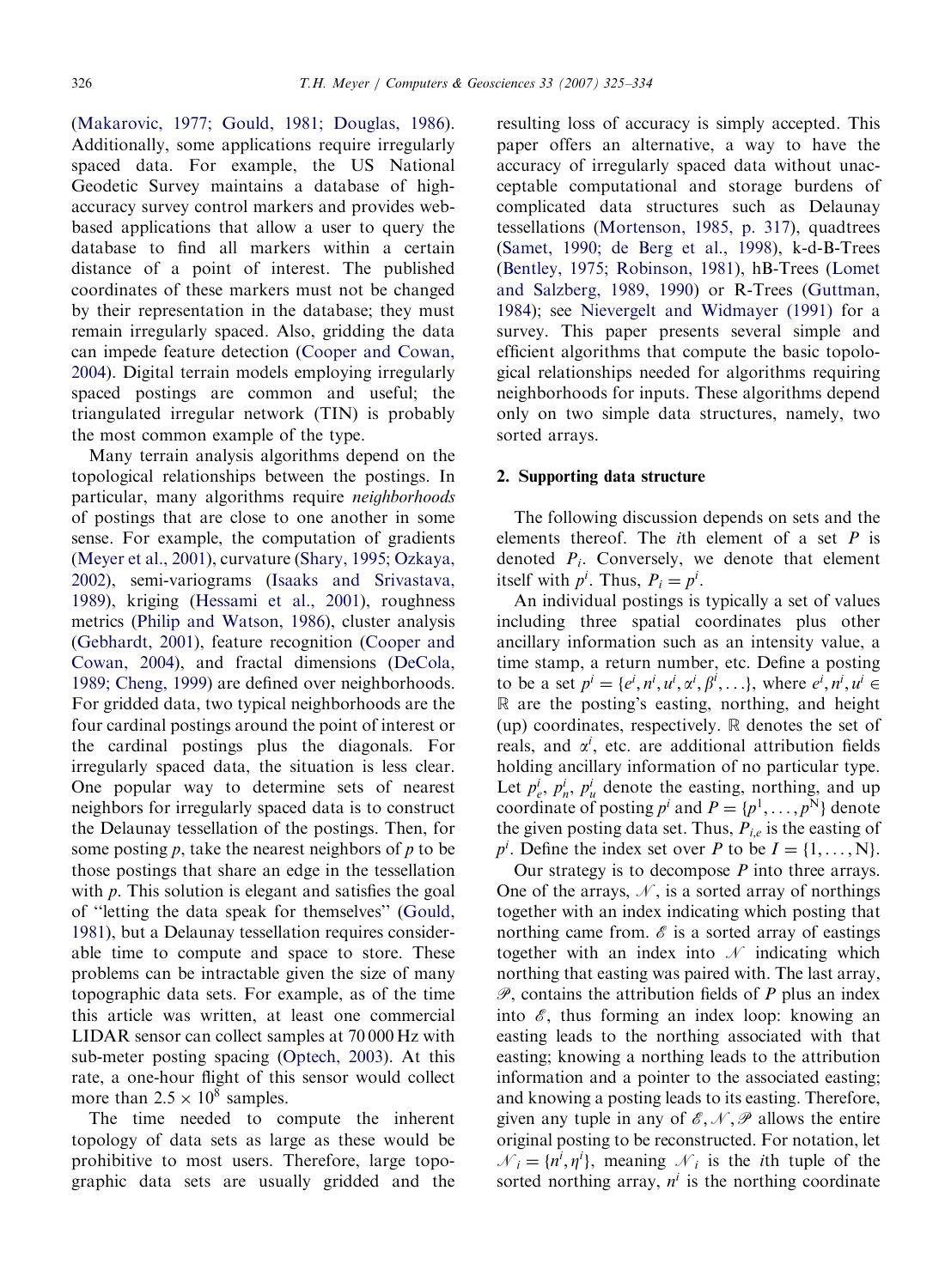(Makarovic, 1977; Gould, 1981; Douglas, 1986). Additionally, some applications require irregularly spaced data. For example, the US National Geodetic Survey maintains a database of high-accuracy survey control markers and provides web-based applications that allow a user to query the database to find all markers within a certain distance of a point of interest. The published coordinates of these markers must not be changed by their representation in the database; they must remain irregularly spaced. Also, gridding the data can impede feature detection (Cooper and Cowan, 2004). Digital terrain models employing irregularly spaced postings are common and useful; the triangulated irregular network (TIN) is probably the most common example of the type.

Many terrain analysis algorithms depend on the topological relationships between the postings. In particular, many algorithms require *neighborhoods* of postings that are close to one another in some sense. For example, the computation of gradients (Meyer et al., 2001), curvature (Shary, 1995; Ozkaya, 2002), semi-variograms (Isaaks and Srivastava, 1989), kriging (Hessami et al., 2001), roughness metrics (Philip and Watson, 1986), cluster analysis (Gebhardt, 2001), feature recognition (Cooper and Cowan, 2004), and fractal dimensions (DeCola, 1989; Cheng, 1999) are defined over neighborhoods. For gridded data, two typical neighborhoods are the four cardinal postings around the point of interest or the cardinal postings plus the diagonals. For irregularly spaced data, the situation is less clear. One popular way to determine sets of nearest neighbors for irregularly spaced data is to construct the Delaunay tessellation of the postings. Then, for some posting $p$, take the nearest neighbors of $p$ to be those postings that share an edge in the tessellation with $p$. This solution is elegant and satisfies the goal of "letting the data speak for themselves" (Gould, 1981), but a Delaunay tessellation requires considerable time to compute and space to store. These problems can be intractable given the size of many topographic data sets. For example, as of the time this article was written, at least one commercial LIDAR sensor can collect samples at 70 000 Hz with sub-meter posting spacing (Optech, 2003). At this rate, a one-hour flight of this sensor would collect more than $2.5 \times 10^8$ samples.

The time needed to compute the inherent topology of data sets as large as these would be prohibitive to most users. Therefore, large topographic data sets are usually gridded and the resulting loss of accuracy is simply accepted. This paper offers an alternative, a way to have the accuracy of irregularly spaced data without unacceptable computational and storage burdens of complicated data structures such as Delaunay tessellations (Mortenson, 1985, p. 317), quadtrees (Samet, 1990; de Berg et al., 1998), k-d-B-Trees (Bentley, 1975; Robinson, 1981), hB-Trees (Lomet and Salzberg, 1989, 1990) or R-Trees (Guttman, 1984); see Nievergelt and Widmayer (1991) for a survey. This paper presents several simple and efficient algorithms that compute the basic topological relationships needed for algorithms requiring neighborhoods for inputs. These algorithms depend only on two simple data structures, namely, two sorted arrays.

## 2. Supporting data structure

The following discussion depends on sets and the elements thereof. The $i$th element of a set $P$ is denoted $P_i$. Conversely, we denote that element itself with $p^i$. Thus, $P_i = p^i$.

An individual postings is typically a set of values including three spatial coordinates plus other ancillary information such as an intensity value, a time stamp, a return number, etc. Define a posting to be a set $p^i = \{e^i, n^i, u^i, \alpha^i, \beta^i, \ldots\}$, where $e^i, n^i, u^i \in \mathbb{R}$ are the posting's easting, northing, and height (up) coordinates, respectively. $\mathbb{R}$ denotes the set of reals, and $\alpha^i$, etc. are additional attribution fields holding ancillary information of no particular type. Let $p_e^i$, $p_n^i$, $p_u^i$ denote the easting, northing, and up coordinate of posting $p^i$ and $P = \{p^1, \ldots, p^N\}$ denote the given posting data set. Thus, $P_{i,e}$ is the easting of $p^i$. Define the index set over $P$ to be $I = \{1, \ldots, N\}$.

Our strategy is to decompose $P$ into three arrays. One of the arrays, $\mathscr{N}$, is a sorted array of northings together with an index indicating which posting that northing came from. $\mathscr{E}$ is a sorted array of eastings together with an index into $\mathscr{N}$ indicating which northing that easting was paired with. The last array, $\mathscr{P}$, contains the attribution fields of $P$ plus an index into $\mathscr{E}$, thus forming an index loop: knowing an easting leads to the northing associated with that easting; knowing a northing leads to the attribution information and a pointer to the associated easting; and knowing a posting leads to its easting. Therefore, given any tuple in any of $\mathscr{E}, \mathscr{N}, \mathscr{P}$ allows the entire original posting to be reconstructed. For notation, let $\mathscr{N}_i = \{n^i, \eta^i\}$, meaning $\mathscr{N}_i$ is the $i$th tuple of the sorted northing array, $n^i$ is the northing coordinate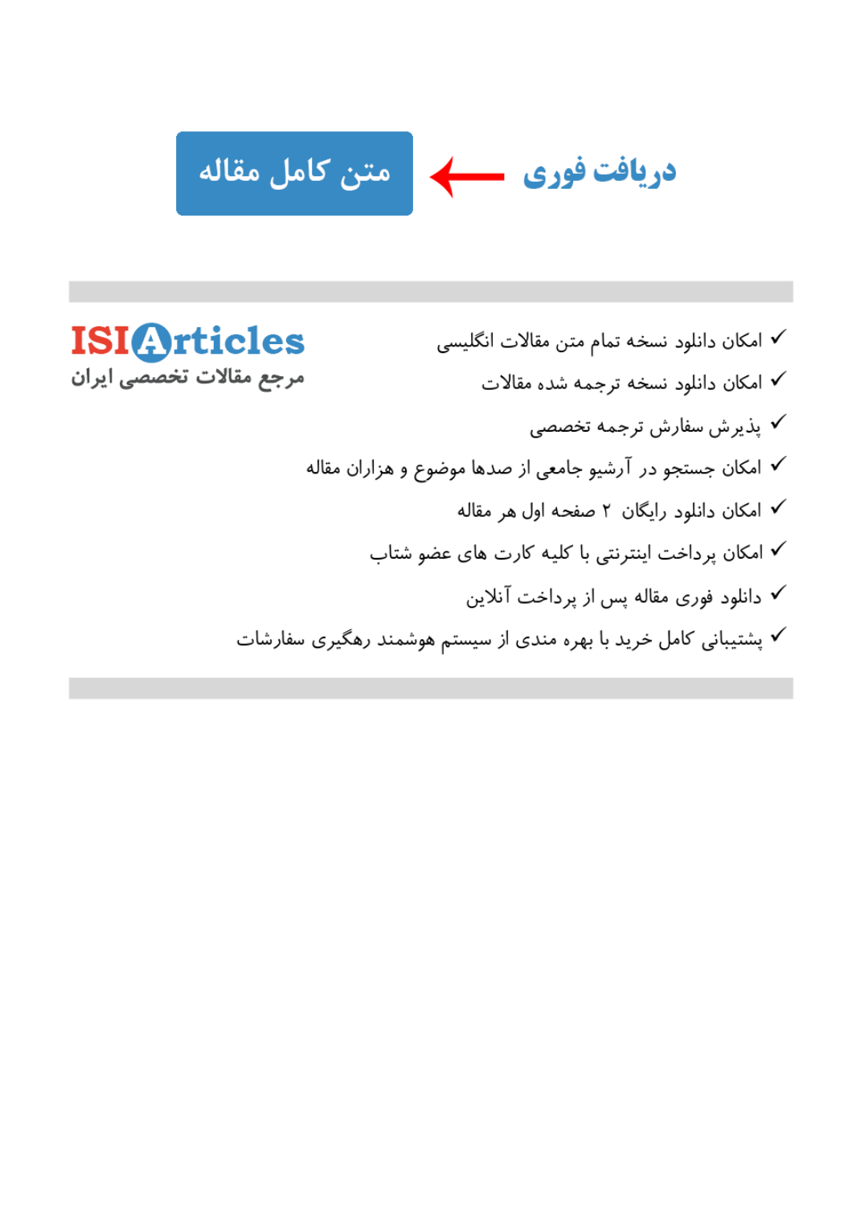دریافت فوری ← متن کامل مقاله

**ISIArticles**
مرجع مقالات تخصصی ایران

- ✓ امکان دانلود نسخه تمام متن مقالات انگلیسی
- ✓ امکان دانلود نسخه ترجمه شده مقالات
- ✓ پذیرش سفارش ترجمه تخصصی
- ✓ امکان جستجو در آرشیو جامعی از صدها موضوع و هزاران مقاله
- ✓ امکان دانلود رایگان ۲ صفحه اول هر مقاله
- ✓ امکان پرداخت اینترنتی با کلیه کارت های عضو شتاب
- ✓ دانلود فوری مقاله پس از پرداخت آنلاین
- ✓ پشتیبانی کامل خرید با بهره مندی از سیستم هوشمند رهگیری سفارشات